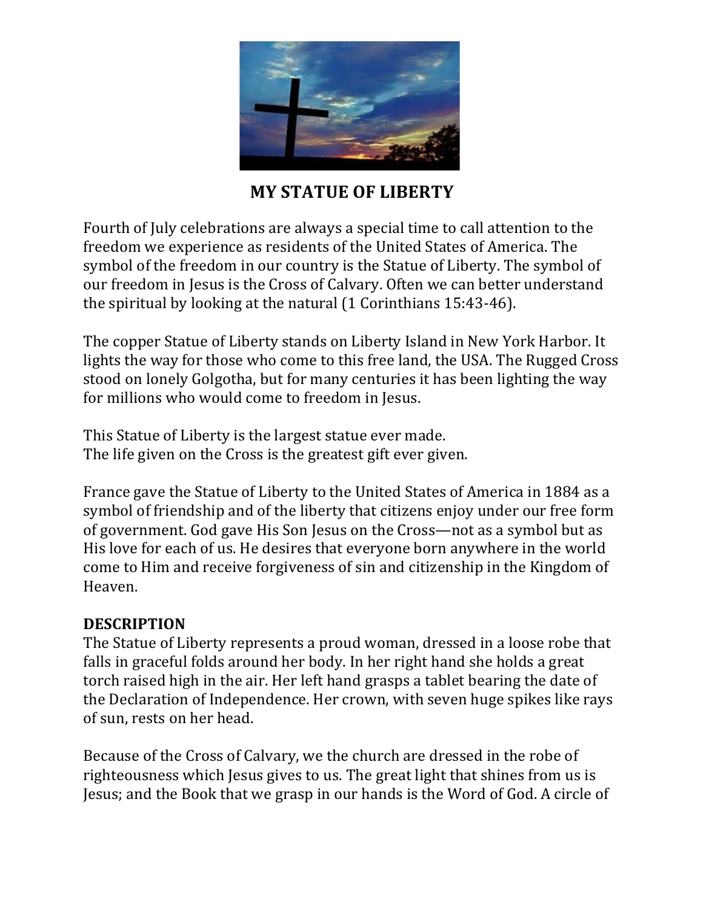# MY STATUE OF LIBERTY

Fourth of July celebrations are always a special time to call attention to the freedom we experience as residents of the United States of America. The symbol of the freedom in our country is the Statue of Liberty. The symbol of our freedom in Jesus is the Cross of Calvary. Often we can better understand the spiritual by looking at the natural (1 Corinthians 15:43-46).

The copper Statue of Liberty stands on Liberty Island in New York Harbor. It lights the way for those who come to this free land, the USA. The Rugged Cross stood on lonely Golgotha, but for many centuries it has been lighting the way for millions who would come to freedom in Jesus.

This Statue of Liberty is the largest statue ever made.
The life given on the Cross is the greatest gift ever given.

France gave the Statue of Liberty to the United States of America in 1884 as a symbol of friendship and of the liberty that citizens enjoy under our free form of government. God gave His Son Jesus on the Cross—not as a symbol but as His love for each of us. He desires that everyone born anywhere in the world come to Him and receive forgiveness of sin and citizenship in the Kingdom of Heaven.

**DESCRIPTION**
The Statue of Liberty represents a proud woman, dressed in a loose robe that falls in graceful folds around her body. In her right hand she holds a great torch raised high in the air. Her left hand grasps a tablet bearing the date of the Declaration of Independence. Her crown, with seven huge spikes like rays of sun, rests on her head.

Because of the Cross of Calvary, we the church are dressed in the robe of righteousness which Jesus gives to us. The great light that shines from us is Jesus; and the Book that we grasp in our hands is the Word of God. A circle of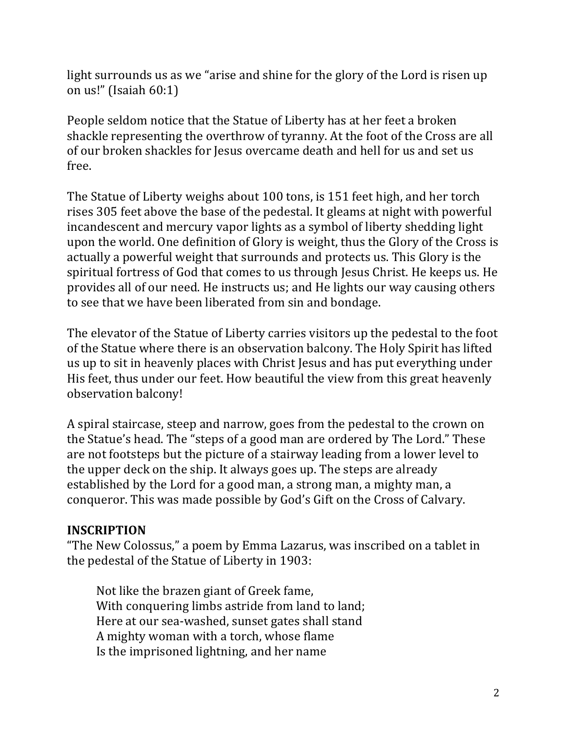light surrounds us as we "arise and shine for the glory of the Lord is risen up on us!" (Isaiah 60:1)

People seldom notice that the Statue of Liberty has at her feet a broken shackle representing the overthrow of tyranny. At the foot of the Cross are all of our broken shackles for Jesus overcame death and hell for us and set us free.

The Statue of Liberty weighs about 100 tons, is 151 feet high, and her torch rises 305 feet above the base of the pedestal. It gleams at night with powerful incandescent and mercury vapor lights as a symbol of liberty shedding light upon the world. One definition of Glory is weight, thus the Glory of the Cross is actually a powerful weight that surrounds and protects us. This Glory is the spiritual fortress of God that comes to us through Jesus Christ. He keeps us. He provides all of our need. He instructs us; and He lights our way causing others to see that we have been liberated from sin and bondage.

The elevator of the Statue of Liberty carries visitors up the pedestal to the foot of the Statue where there is an observation balcony. The Holy Spirit has lifted us up to sit in heavenly places with Christ Jesus and has put everything under His feet, thus under our feet. How beautiful the view from this great heavenly observation balcony!

A spiral staircase, steep and narrow, goes from the pedestal to the crown on the Statue's head. The "steps of a good man are ordered by The Lord." These are not footsteps but the picture of a stairway leading from a lower level to the upper deck on the ship. It always goes up. The steps are already established by the Lord for a good man, a strong man, a mighty man, a conqueror. This was made possible by God's Gift on the Cross of Calvary.

**INSCRIPTION**

"The New Colossus," a poem by Emma Lazarus, was inscribed on a tablet in the pedestal of the Statue of Liberty in 1903:

> Not like the brazen giant of Greek fame,
> With conquering limbs astride from land to land;
> Here at our sea-washed, sunset gates shall stand
> A mighty woman with a torch, whose flame
> Is the imprisoned lightning, and her name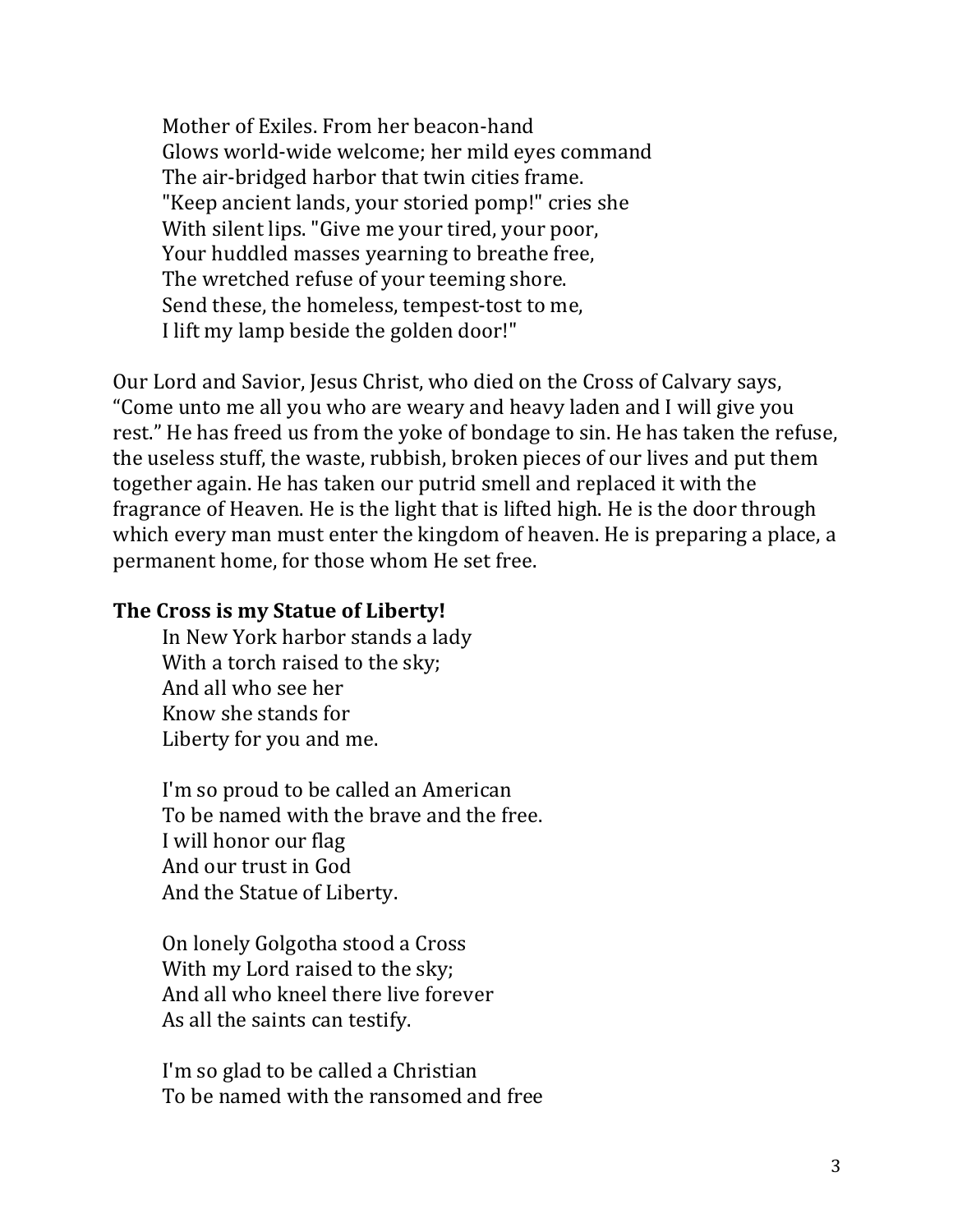Mother of Exiles. From her beacon-hand  
Glows world-wide welcome; her mild eyes command  
The air-bridged harbor that twin cities frame.  
"Keep ancient lands, your storied pomp!" cries she  
With silent lips. "Give me your tired, your poor,  
Your huddled masses yearning to breathe free,  
The wretched refuse of your teeming shore.  
Send these, the homeless, tempest-tost to me,  
I lift my lamp beside the golden door!"

Our Lord and Savior, Jesus Christ, who died on the Cross of Calvary says, "Come unto me all you who are weary and heavy laden and I will give you rest." He has freed us from the yoke of bondage to sin. He has taken the refuse, the useless stuff, the waste, rubbish, broken pieces of our lives and put them together again. He has taken our putrid smell and replaced it with the fragrance of Heaven. He is the light that is lifted high. He is the door through which every man must enter the kingdom of heaven. He is preparing a place, a permanent home, for those whom He set free.

**The Cross is my Statue of Liberty!**

In New York harbor stands a lady  
With a torch raised to the sky;  
And all who see her  
Know she stands for  
Liberty for you and me.

I'm so proud to be called an American  
To be named with the brave and the free.  
I will honor our flag  
And our trust in God  
And the Statue of Liberty.

On lonely Golgotha stood a Cross  
With my Lord raised to the sky;  
And all who kneel there live forever  
As all the saints can testify.

I'm so glad to be called a Christian  
To be named with the ransomed and free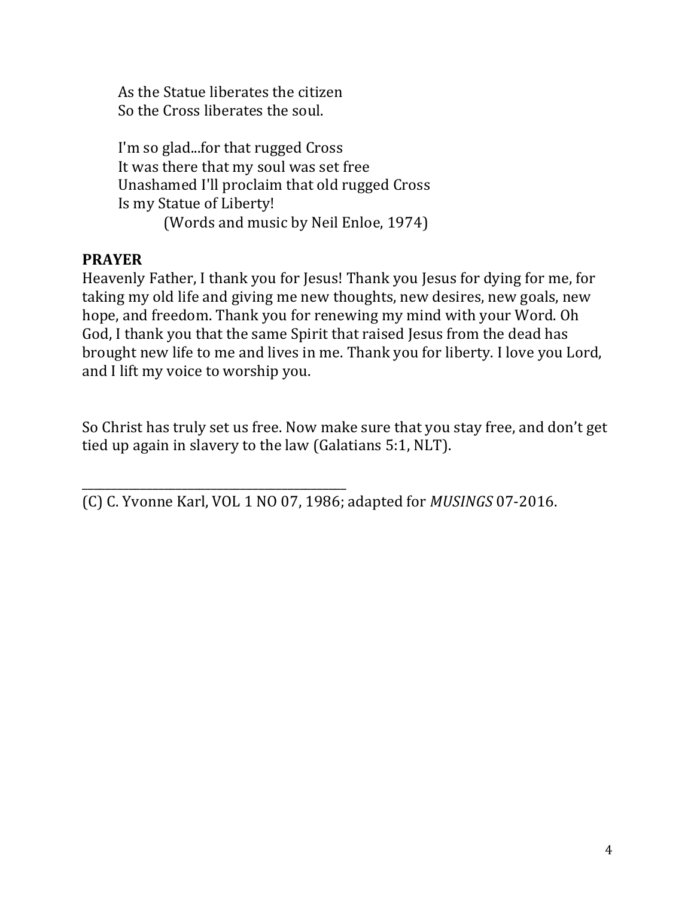As the Statue liberates the citizen  
So the Cross liberates the soul.

I'm so glad...for that rugged Cross  
It was there that my soul was set free  
Unashamed I'll proclaim that old rugged Cross  
Is my Statue of Liberty!  
(Words and music by Neil Enloe, 1974)

**PRAYER**

Heavenly Father, I thank you for Jesus! Thank you Jesus for dying for me, for taking my old life and giving me new thoughts, new desires, new goals, new hope, and freedom. Thank you for renewing my mind with your Word. Oh God, I thank you that the same Spirit that raised Jesus from the dead has brought new life to me and lives in me. Thank you for liberty. I love you Lord, and I lift my voice to worship you.

So Christ has truly set us free. Now make sure that you stay free, and don't get tied up again in slavery to the law (Galatians 5:1, NLT).

---

(C) C. Yvonne Karl, VOL 1 NO 07, 1986; adapted for *MUSINGS* 07-2016.